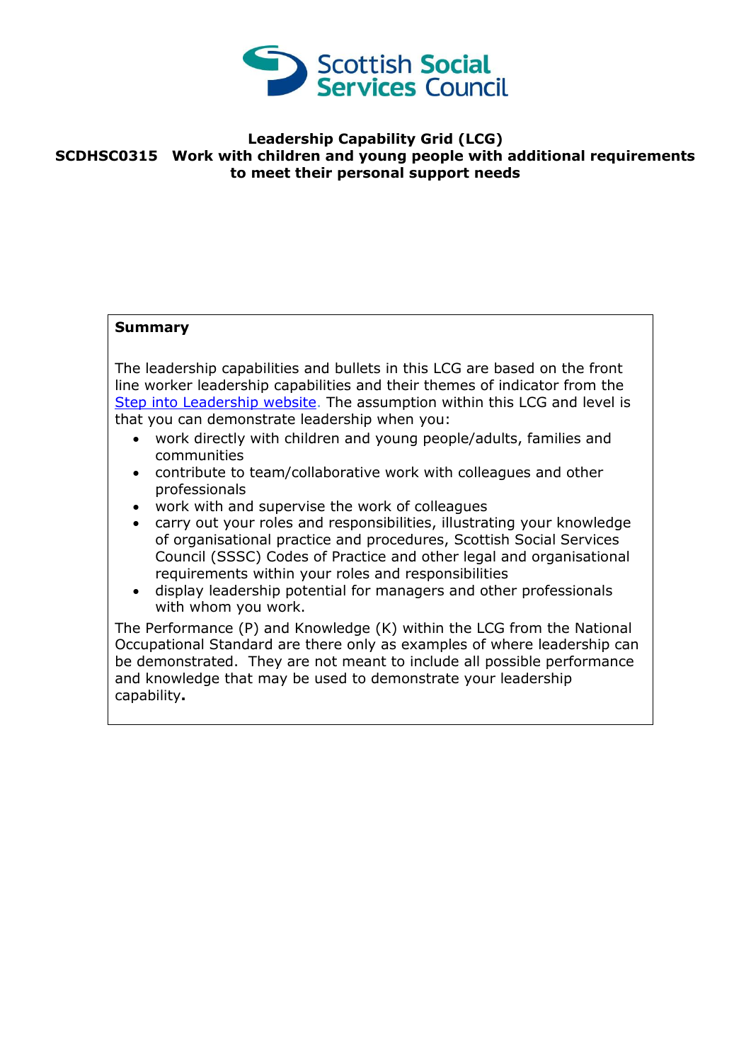Scottish Social Services Council

# Leadership Capability Grid (LCG)

## SCDHSC0315 Work with children and young people with additional requirements to meet their personal support needs

**Summary**

The leadership capabilities and bullets in this LCG are based on the front line worker leadership capabilities and their themes of indicator from the [Step into Leadership website](). The assumption within this LCG and level is that you can demonstrate leadership when you:

- work directly with children and young people/adults, families and communities
- contribute to team/collaborative work with colleagues and other professionals
- work with and supervise the work of colleagues
- carry out your roles and responsibilities, illustrating your knowledge of organisational practice and procedures, Scottish Social Services Council (SSSC) Codes of Practice and other legal and organisational requirements within your roles and responsibilities
- display leadership potential for managers and other professionals with whom you work.

The Performance (P) and Knowledge (K) within the LCG from the National Occupational Standard are there only as examples of where leadership can be demonstrated. They are not meant to include all possible performance and knowledge that may be used to demonstrate your leadership capability**.**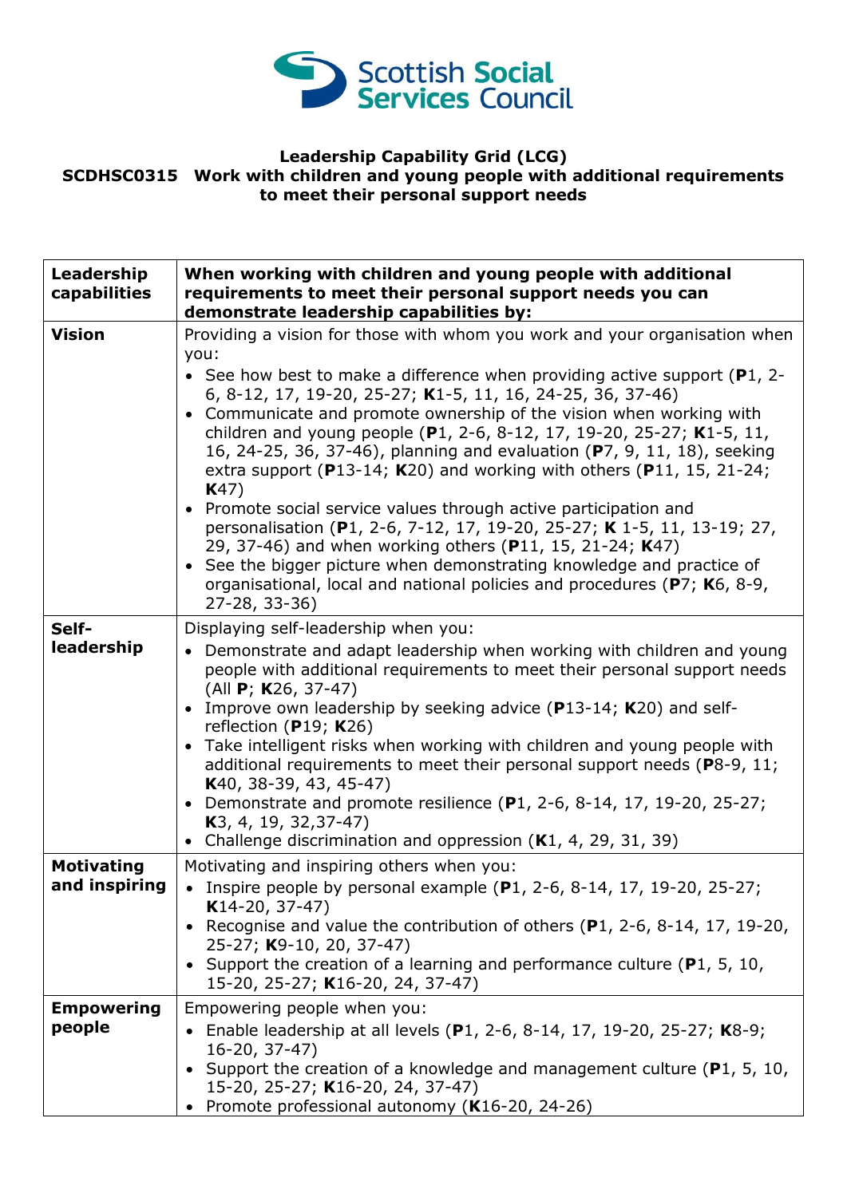Scottish Social Services Council

**Leadership Capability Grid (LCG)**
**SCDHSC0315 Work with children and young people with additional requirements to meet their personal support needs**

| Leadership capabilities | When working with children and young people with additional requirements to meet their personal support needs you can demonstrate leadership capabilities by: |
|---|---|
| **Vision** | Providing a vision for those with whom you work and your organisation when you:<br>• See how best to make a difference when providing active support (**P**1, 2-6, 8-12, 17, 19-20, 25-27; **K**1-5, 11, 16, 24-25, 36, 37-46)<br>• Communicate and promote ownership of the vision when working with children and young people (**P**1, 2-6, 8-12, 17, 19-20, 25-27; **K**1-5, 11, 16, 24-25, 36, 37-46), planning and evaluation (**P**7, 9, 11, 18), seeking extra support (**P**13-14; **K**20) and working with others (**P**11, 15, 21-24; **K**47)<br>• Promote social service values through active participation and personalisation (**P**1, 2-6, 7-12, 17, 19-20, 25-27; **K** 1-5, 11, 13-19; 27, 29, 37-46) and when working others (**P**11, 15, 21-24; **K**47)<br>• See the bigger picture when demonstrating knowledge and practice of organisational, local and national policies and procedures (**P**7; **K**6, 8-9, 27-28, 33-36) |
| **Self-leadership** | Displaying self-leadership when you:<br>• Demonstrate and adapt leadership when working with children and young people with additional requirements to meet their personal support needs (All **P**; **K**26, 37-47)<br>• Improve own leadership by seeking advice (**P**13-14; **K**20) and self-reflection (**P**19; **K**26)<br>• Take intelligent risks when working with children and young people with additional requirements to meet their personal support needs (**P**8-9, 11; **K**40, 38-39, 43, 45-47)<br>• Demonstrate and promote resilience (**P**1, 2-6, 8-14, 17, 19-20, 25-27; **K**3, 4, 19, 32,37-47)<br>• Challenge discrimination and oppression (**K**1, 4, 29, 31, 39) |
| **Motivating and inspiring** | Motivating and inspiring others when you:<br>• Inspire people by personal example (**P**1, 2-6, 8-14, 17, 19-20, 25-27; **K**14-20, 37-47)<br>• Recognise and value the contribution of others (**P**1, 2-6, 8-14, 17, 19-20, 25-27; **K**9-10, 20, 37-47)<br>• Support the creation of a learning and performance culture (**P**1, 5, 10, 15-20, 25-27; **K**16-20, 24, 37-47) |
| **Empowering people** | Empowering people when you:<br>• Enable leadership at all levels (**P**1, 2-6, 8-14, 17, 19-20, 25-27; **K**8-9; 16-20, 37-47)<br>• Support the creation of a knowledge and management culture (**P**1, 5, 10, 15-20, 25-27; **K**16-20, 24, 37-47)<br>• Promote professional autonomy (**K**16-20, 24-26) |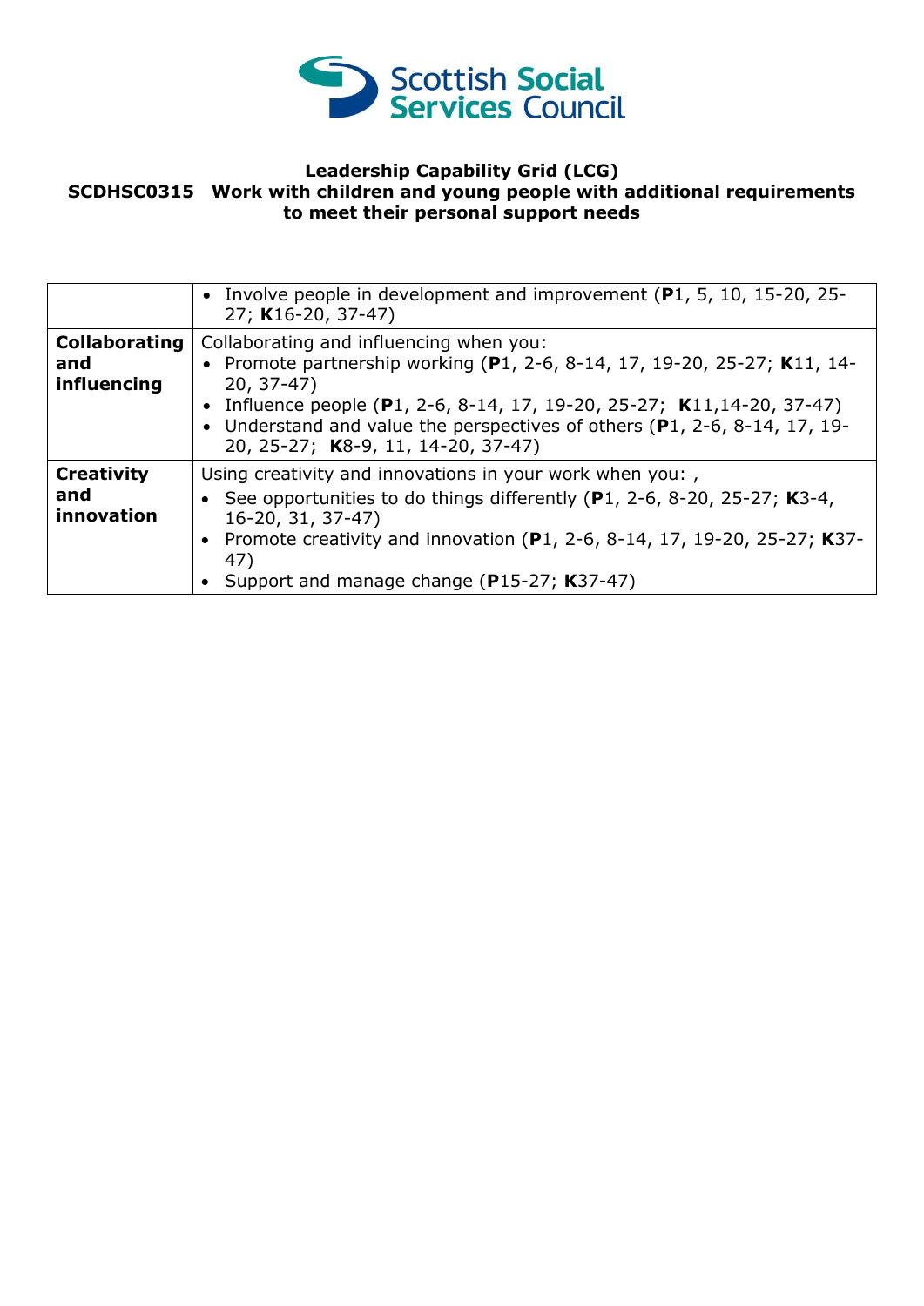**Leadership Capability Grid (LCG)**
**SCDHSC0315 Work with children and young people with additional requirements to meet their personal support needs**

| | |
|---|---|
| | • Involve people in development and improvement (**P**1, 5, 10, 15-20, 25-27; **K**16-20, 37-47) |
| **Collaborating and influencing** | Collaborating and influencing when you:<br>• Promote partnership working (**P**1, 2-6, 8-14, 17, 19-20, 25-27; **K**11, 14-20, 37-47)<br>• Influence people (**P**1, 2-6, 8-14, 17, 19-20, 25-27; **K**11,14-20, 37-47)<br>• Understand and value the perspectives of others (**P**1, 2-6, 8-14, 17, 19-20, 25-27; **K**8-9, 11, 14-20, 37-47) |
| **Creativity and innovation** | Using creativity and innovations in your work when you: ,<br>• See opportunities to do things differently (**P**1, 2-6, 8-20, 25-27; **K**3-4, 16-20, 31, 37-47)<br>• Promote creativity and innovation (**P**1, 2-6, 8-14, 17, 19-20, 25-27; **K**37-47)<br>• Support and manage change (**P**15-27; **K**37-47) |